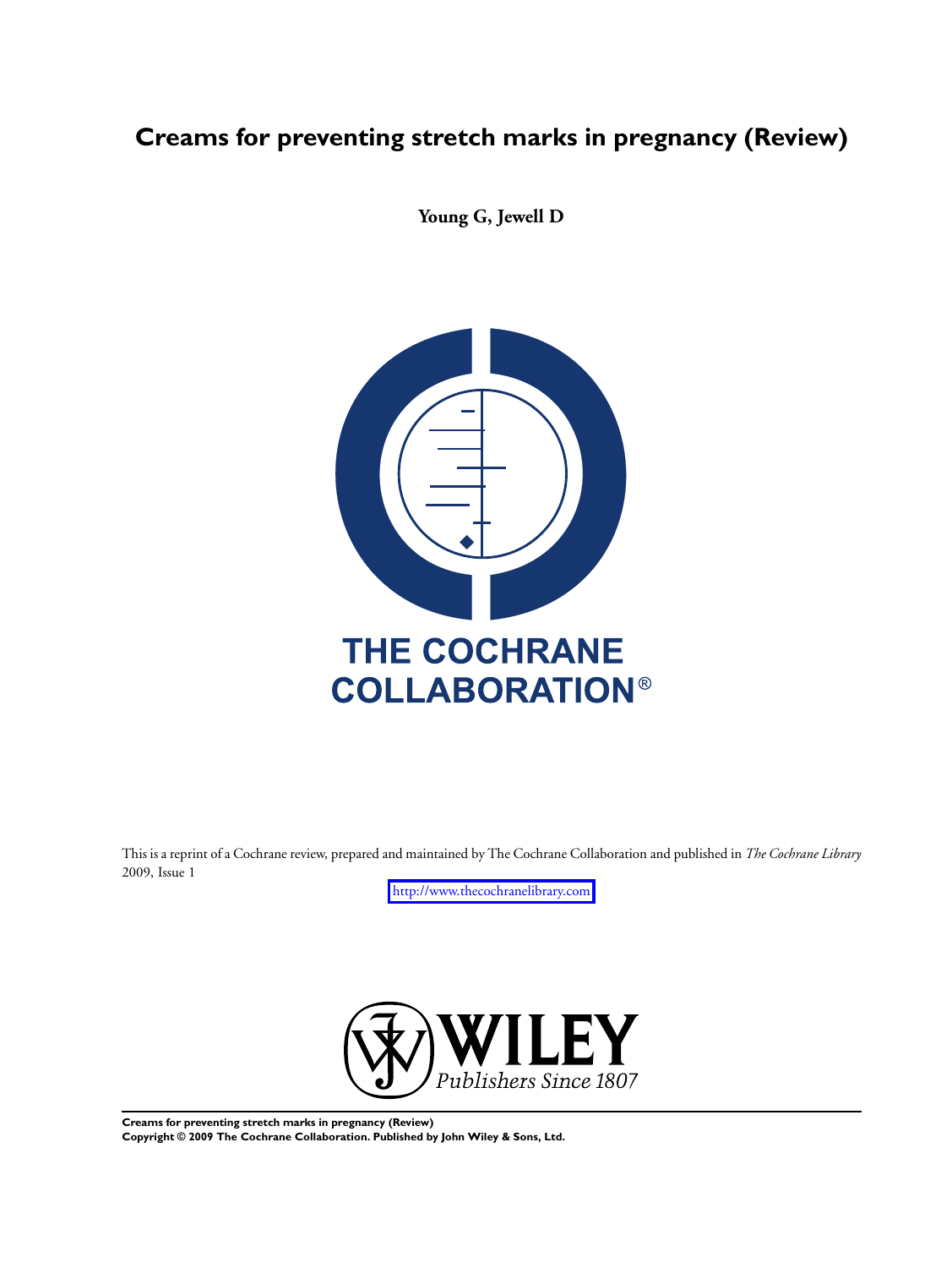# Creams for preventing stretch marks in pregnancy (Review)

**Young G, Jewell D**

THE COCHRANE COLLABORATION®

This is a reprint of a Cochrane review, prepared and maintained by The Cochrane Collaboration and published in *The Cochrane Library* 2009, Issue 1

http://www.thecochranelibrary.com

WILEY
*Publishers Since 1807*

**Creams for preventing stretch marks in pregnancy (Review)**
**Copyright © 2009 The Cochrane Collaboration. Published by John Wiley & Sons, Ltd.**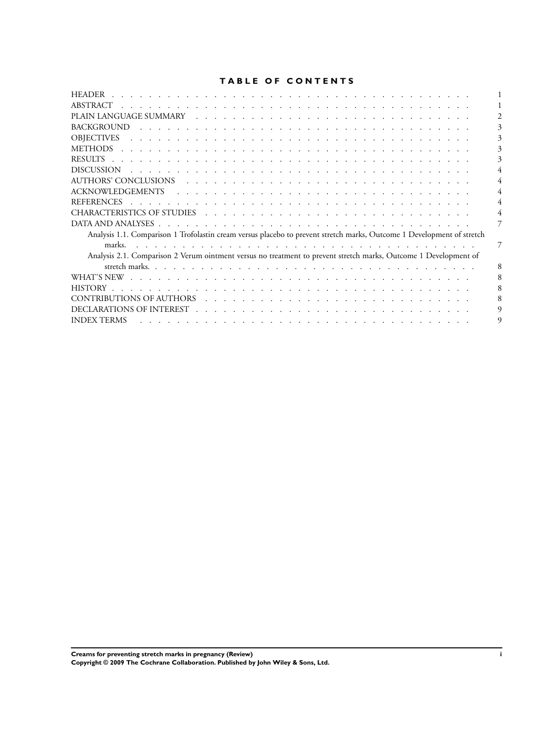# TABLE OF CONTENTS

| | |
|---|---|
| HEADER | 1 |
| ABSTRACT | 1 |
| PLAIN LANGUAGE SUMMARY | 2 |
| BACKGROUND | 3 |
| OBJECTIVES | 3 |
| METHODS | 3 |
| RESULTS | 3 |
| DISCUSSION | 4 |
| AUTHORS' CONCLUSIONS | 4 |
| ACKNOWLEDGEMENTS | 4 |
| REFERENCES | 4 |
| CHARACTERISTICS OF STUDIES | 4 |
| DATA AND ANALYSES | 7 |
| Analysis 1.1. Comparison 1 Trofolastin cream versus placebo to prevent stretch marks, Outcome 1 Development of stretch marks. | 7 |
| Analysis 2.1. Comparison 2 Verum ointment versus no treatment to prevent stretch marks, Outcome 1 Development of stretch marks. | 8 |
| WHAT'S NEW | 8 |
| HISTORY | 8 |
| CONTRIBUTIONS OF AUTHORS | 8 |
| DECLARATIONS OF INTEREST | 9 |
| INDEX TERMS | 9 |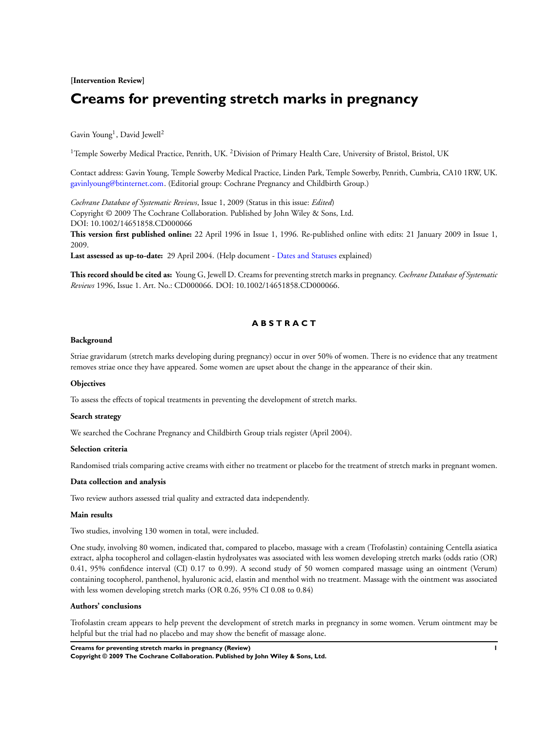**[Intervention Review]**

# Creams for preventing stretch marks in pregnancy

Gavin Young[1], David Jewell[2]

[1]Temple Sowerby Medical Practice, Penrith, UK. [2]Division of Primary Health Care, University of Bristol, Bristol, UK

Contact address: Gavin Young, Temple Sowerby Medical Practice, Linden Park, Temple Sowerby, Penrith, Cumbria, CA10 1RW, UK. gavinlyoung@btinternet.com. (Editorial group: Cochrane Pregnancy and Childbirth Group.)

*Cochrane Database of Systematic Reviews*, Issue 1, 2009 (Status in this issue: *Edited*)
Copyright © 2009 The Cochrane Collaboration. Published by John Wiley & Sons, Ltd.
DOI: 10.1002/14651858.CD000066
**This version first published online:** 22 April 1996 in Issue 1, 1996. Re-published online with edits: 21 January 2009 in Issue 1, 2009.
**Last assessed as up-to-date:** 29 April 2004. (Help document - Dates and Statuses explained)

**This record should be cited as:** Young G, Jewell D. Creams for preventing stretch marks in pregnancy. *Cochrane Database of Systematic Reviews* 1996, Issue 1. Art. No.: CD000066. DOI: 10.1002/14651858.CD000066.

## ABSTRACT

### Background

Striae gravidarum (stretch marks developing during pregnancy) occur in over 50% of women. There is no evidence that any treatment removes striae once they have appeared. Some women are upset about the change in the appearance of their skin.

### Objectives

To assess the effects of topical treatments in preventing the development of stretch marks.

### Search strategy

We searched the Cochrane Pregnancy and Childbirth Group trials register (April 2004).

### Selection criteria

Randomised trials comparing active creams with either no treatment or placebo for the treatment of stretch marks in pregnant women.

### Data collection and analysis

Two review authors assessed trial quality and extracted data independently.

### Main results

Two studies, involving 130 women in total, were included.

One study, involving 80 women, indicated that, compared to placebo, massage with a cream (Trofolastin) containing Centella asiatica extract, alpha tocopherol and collagen-elastin hydrolysates was associated with less women developing stretch marks (odds ratio (OR) 0.41, 95% confidence interval (CI) 0.17 to 0.99). A second study of 50 women compared massage using an ointment (Verum) containing tocopherol, panthenol, hyaluronic acid, elastin and menthol with no treatment. Massage with the ointment was associated with less women developing stretch marks (OR 0.26, 95% CI 0.08 to 0.84)

### Authors' conclusions

Trofolastin cream appears to help prevent the development of stretch marks in pregnancy in some women. Verum ointment may be helpful but the trial had no placebo and may show the benefit of massage alone.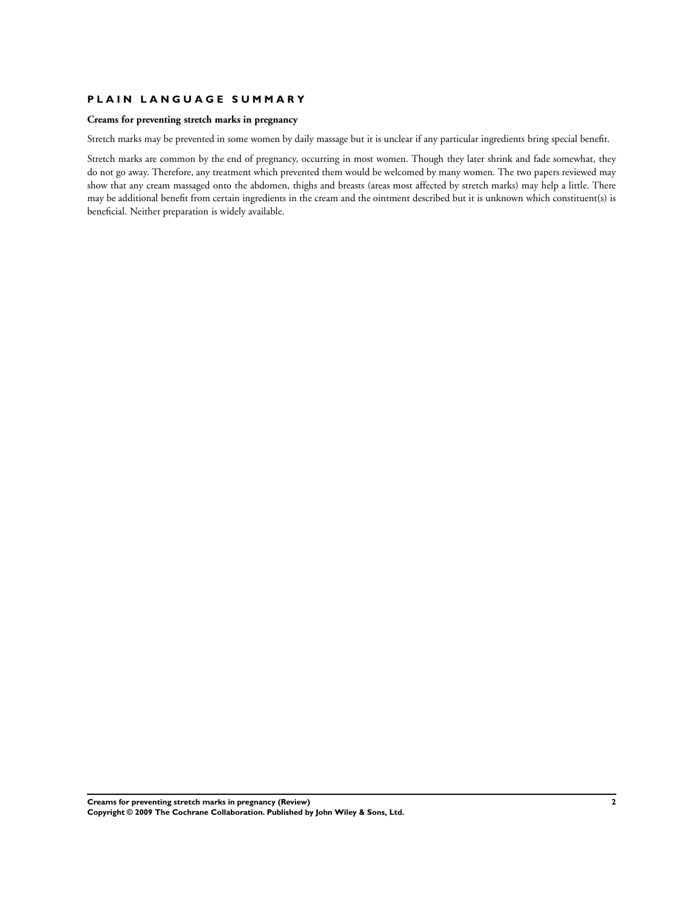## PLAIN LANGUAGE SUMMARY

### Creams for preventing stretch marks in pregnancy

Stretch marks may be prevented in some women by daily massage but it is unclear if any particular ingredients bring special benefit.

Stretch marks are common by the end of pregnancy, occurring in most women. Though they later shrink and fade somewhat, they do not go away. Therefore, any treatment which prevented them would be welcomed by many women. The two papers reviewed may show that any cream massaged onto the abdomen, thighs and breasts (areas most affected by stretch marks) may help a little. There may be additional benefit from certain ingredients in the cream and the ointment described but it is unknown which constituent(s) is beneficial. Neither preparation is widely available.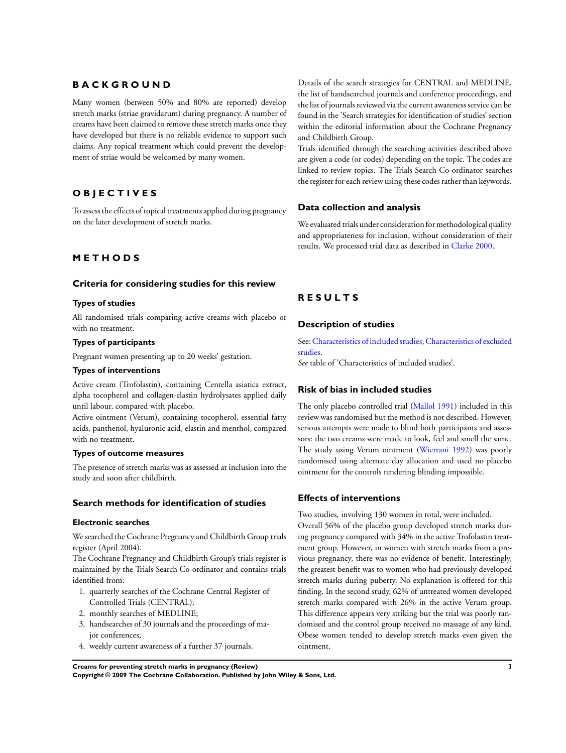# BACKGROUND

Many women (between 50% and 80% are reported) develop stretch marks (striae gravidarum) during pregnancy. A number of creams have been claimed to remove these stretch marks once they have developed but there is no reliable evidence to support such claims. Any topical treatment which could prevent the development of striae would be welcomed by many women.

# OBJECTIVES

To assess the effects of topical treatments applied during pregnancy on the later development of stretch marks.

# METHODS

## Criteria for considering studies for this review

### Types of studies

All randomised trials comparing active creams with placebo or with no treatment.

### Types of participants

Pregnant women presenting up to 20 weeks' gestation.

### Types of interventions

Active cream (Trofolastin), containing Centella asiatica extract, alpha tocopherol and collagen-elastin hydrolysates applied daily until labour, compared with placebo.

Active ointment (Verum), containing tocopherol, essential fatty acids, panthenol, hyaluronic acid, elastin and menthol, compared with no treatment.

### Types of outcome measures

The presence of stretch marks was as assessed at inclusion into the study and soon after childbirth.

## Search methods for identification of studies

### Electronic searches

We searched the Cochrane Pregnancy and Childbirth Group trials register (April 2004).

The Cochrane Pregnancy and Childbirth Group's trials register is maintained by the Trials Search Co-ordinator and contains trials identified from:

1. quarterly searches of the Cochrane Central Register of Controlled Trials (CENTRAL);
2. monthly searches of MEDLINE;
3. handsearches of 30 journals and the proceedings of major conferences;
4. weekly current awareness of a further 37 journals.

Details of the search strategies for CENTRAL and MEDLINE, the list of handsearched journals and conference proceedings, and the list of journals reviewed via the current awareness service can be found in the 'Search strategies for identification of studies' section within the editorial information about the Cochrane Pregnancy and Childbirth Group.

Trials identified through the searching activities described above are given a code (or codes) depending on the topic. The codes are linked to review topics. The Trials Search Co-ordinator searches the register for each review using these codes rather than keywords.

## Data collection and analysis

We evaluated trials under consideration for methodological quality and appropriateness for inclusion, without consideration of their results. We processed trial data as described in Clarke 2000.

# RESULTS

## Description of studies

See: Characteristics of included studies; Characteristics of excluded studies.

*See* table of 'Characteristics of included studies'.

## Risk of bias in included studies

The only placebo controlled trial (Mallol 1991) included in this review was randomised but the method is not described. However, serious attempts were made to blind both participants and assessors: the two creams were made to look, feel and smell the same. The study using Verum ointment (Wierrani 1992) was poorly randomised using alternate day allocation and used no placebo ointment for the controls rendering blinding impossible.

## Effects of interventions

Two studies, involving 130 women in total, were included.

Overall 56% of the placebo group developed stretch marks during pregnancy compared with 34% in the active Trofolastin treatment group. However, in women with stretch marks from a previous pregnancy, there was no evidence of benefit. Interestingly, the greatest benefit was to women who had previously developed stretch marks during puberty. No explanation is offered for this finding. In the second study, 62% of untreated women developed stretch marks compared with 26% in the active Verum group. This difference appears very striking but the trial was poorly randomised and the control group received no massage of any kind. Obese women tended to develop stretch marks even given the ointment.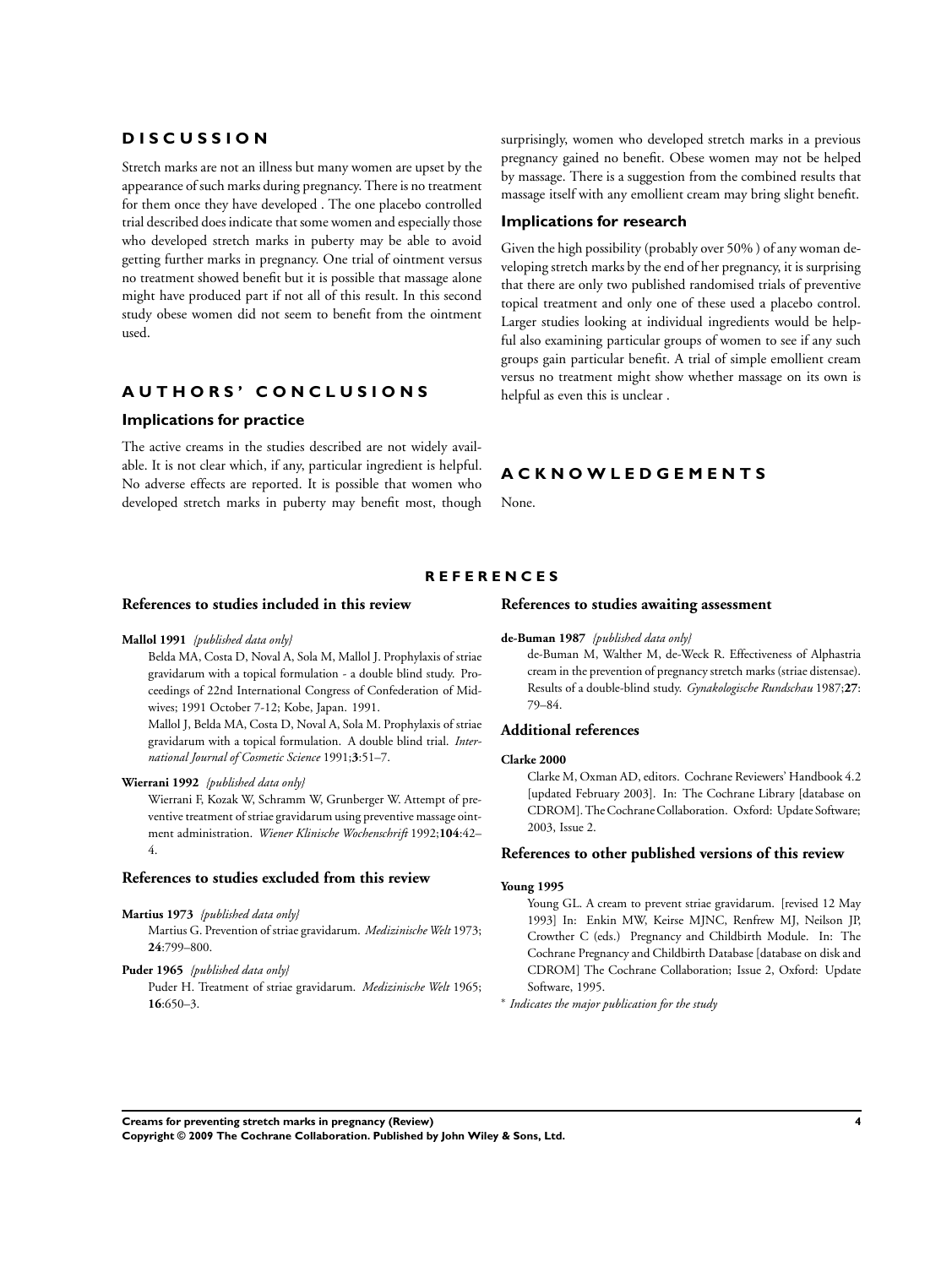# DISCUSSION

Stretch marks are not an illness but many women are upset by the appearance of such marks during pregnancy. There is no treatment for them once they have developed . The one placebo controlled trial described does indicate that some women and especially those who developed stretch marks in puberty may be able to avoid getting further marks in pregnancy. One trial of ointment versus no treatment showed benefit but it is possible that massage alone might have produced part if not all of this result. In this second study obese women did not seem to benefit from the ointment used.

# AUTHORS' CONCLUSIONS

## Implications for practice

The active creams in the studies described are not widely available. It is not clear which, if any, particular ingredient is helpful. No adverse effects are reported. It is possible that women who developed stretch marks in puberty may benefit most, though surprisingly, women who developed stretch marks in a previous pregnancy gained no benefit. Obese women may not be helped by massage. There is a suggestion from the combined results that massage itself with any emollient cream may bring slight benefit.

## Implications for research

Given the high possibility (probably over 50% ) of any woman developing stretch marks by the end of her pregnancy, it is surprising that there are only two published randomised trials of preventive topical treatment and only one of these used a placebo control. Larger studies looking at individual ingredients would be helpful also examining particular groups of women to see if any such groups gain particular benefit. A trial of simple emollient cream versus no treatment might show whether massage on its own is helpful as even this is unclear .

# ACKNOWLEDGEMENTS

None.

# REFERENCES

## References to studies included in this review

**Mallol 1991** *{published data only}*

Belda MA, Costa D, Noval A, Sola M, Mallol J. Prophylaxis of striae gravidarum with a topical formulation - a double blind study. Proceedings of 22nd International Congress of Confederation of Midwives; 1991 October 7-12; Kobe, Japan. 1991.

Mallol J, Belda MA, Costa D, Noval A, Sola M. Prophylaxis of striae gravidarum with a topical formulation. A double blind trial. *International Journal of Cosmetic Science* 1991;**3**:51–7.

**Wierrani 1992** *{published data only}*

Wierrani F, Kozak W, Schramm W, Grunberger W. Attempt of preventive treatment of striae gravidarum using preventive massage ointment administration. *Wiener Klinische Wochenschrift* 1992;**104**:42–4.

## References to studies excluded from this review

**Martius 1973** *{published data only}*

Martius G. Prevention of striae gravidarum. *Medizinische Welt* 1973;**24**:799–800.

**Puder 1965** *{published data only}*

Puder H. Treatment of striae gravidarum. *Medizinische Welt* 1965;**16**:650–3.

## References to studies awaiting assessment

**de-Buman 1987** *{published data only}*

de-Buman M, Walther M, de-Weck R. Effectiveness of Alphastria cream in the prevention of pregnancy stretch marks (striae distensae). Results of a double-blind study. *Gynakologische Rundschau* 1987;**27**:79–84.

## Additional references

**Clarke 2000**

Clarke M, Oxman AD, editors. Cochrane Reviewers' Handbook 4.2 [updated February 2003]. In: The Cochrane Library [database on CDROM]. The Cochrane Collaboration. Oxford: Update Software; 2003, Issue 2.

## References to other published versions of this review

**Young 1995**

Young GL. A cream to prevent striae gravidarum. [revised 12 May 1993] In: Enkin MW, Keirse MJNC, Renfrew MJ, Neilson JP, Crowther C (eds.) Pregnancy and Childbirth Module. In: The Cochrane Pregnancy and Childbirth Database [database on disk and CDROM] The Cochrane Collaboration; Issue 2, Oxford: Update Software, 1995.

* *Indicates the major publication for the study*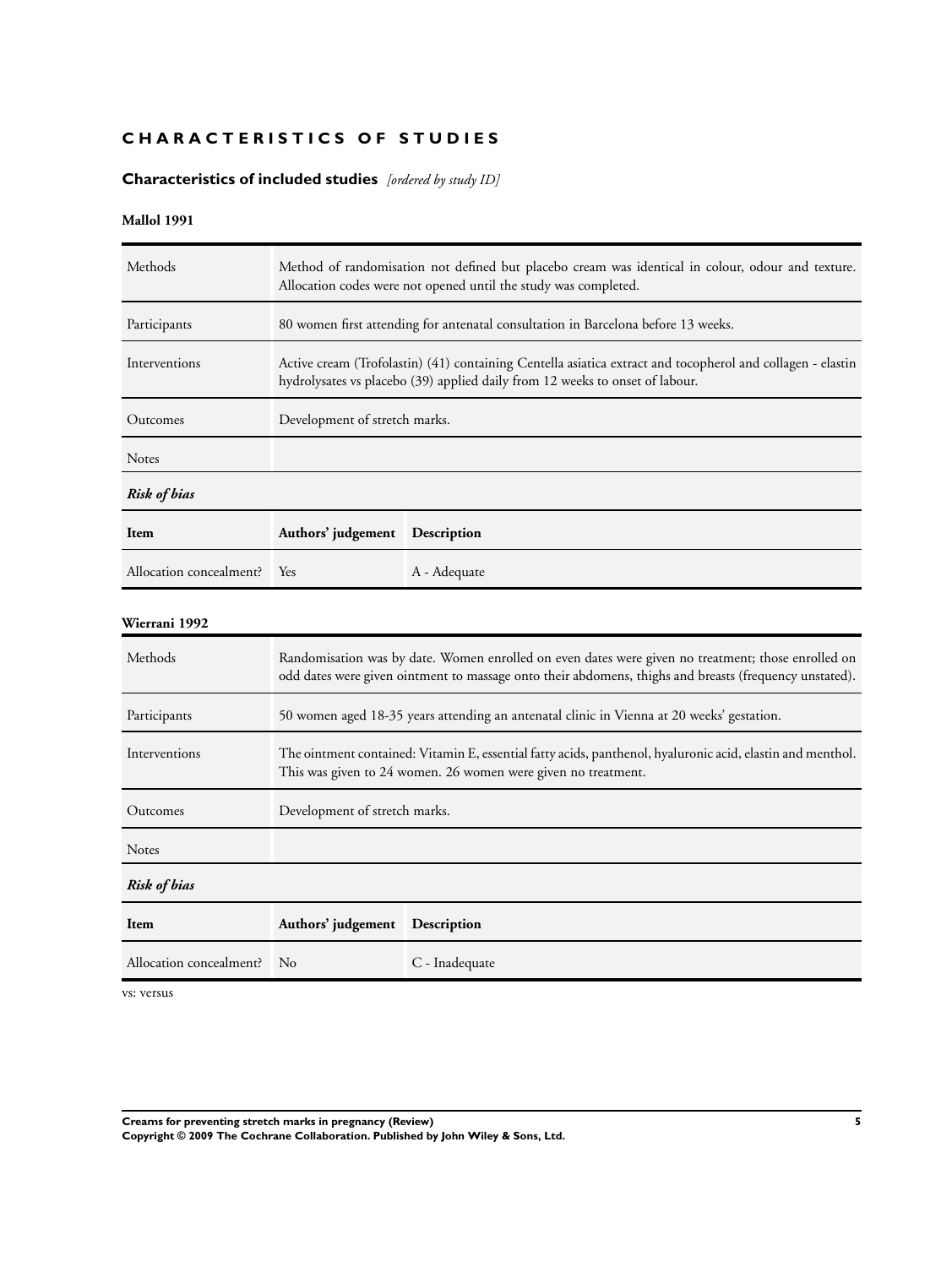# CHARACTERISTICS OF STUDIES

## Characteristics of included studies *[ordered by study ID]*

### Mallol 1991

| | |
|---|---|
| Methods | Method of randomisation not defined but placebo cream was identical in colour, odour and texture. Allocation codes were not opened until the study was completed. |
| Participants | 80 women first attending for antenatal consultation in Barcelona before 13 weeks. |
| Interventions | Active cream (Trofolastin) (41) containing Centella asiatica extract and tocopherol and collagen - elastin hydrolysates vs placebo (39) applied daily from 12 weeks to onset of labour. |
| Outcomes | Development of stretch marks. |
| Notes | |

***Risk of bias***

| Item | Authors' judgement | Description |
|---|---|---|
| Allocation concealment? | Yes | A - Adequate |

### Wierrani 1992

| | |
|---|---|
| Methods | Randomisation was by date. Women enrolled on even dates were given no treatment; those enrolled on odd dates were given ointment to massage onto their abdomens, thighs and breasts (frequency unstated). |
| Participants | 50 women aged 18-35 years attending an antenatal clinic in Vienna at 20 weeks' gestation. |
| Interventions | The ointment contained: Vitamin E, essential fatty acids, panthenol, hyaluronic acid, elastin and menthol. This was given to 24 women. 26 women were given no treatment. |
| Outcomes | Development of stretch marks. |
| Notes | |

***Risk of bias***

| Item | Authors' judgement | Description |
|---|---|---|
| Allocation concealment? | No | C - Inadequate |

vs: versus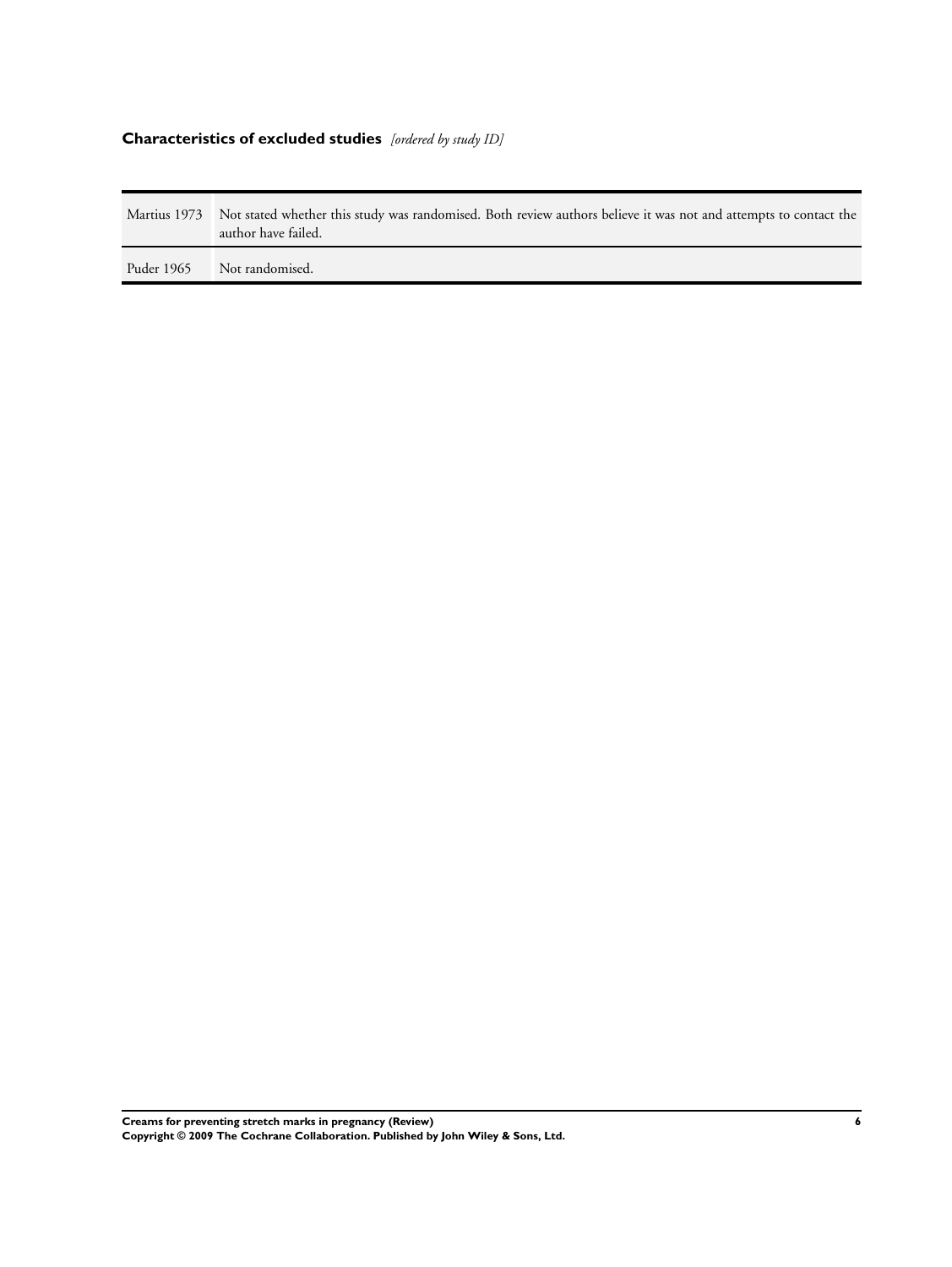## Characteristics of excluded studies *[ordered by study ID]*

| Study | Reason for exclusion |
|---|---|
| Martius 1973 | Not stated whether this study was randomised. Both review authors believe it was not and attempts to contact the author have failed. |
| Puder 1965 | Not randomised. |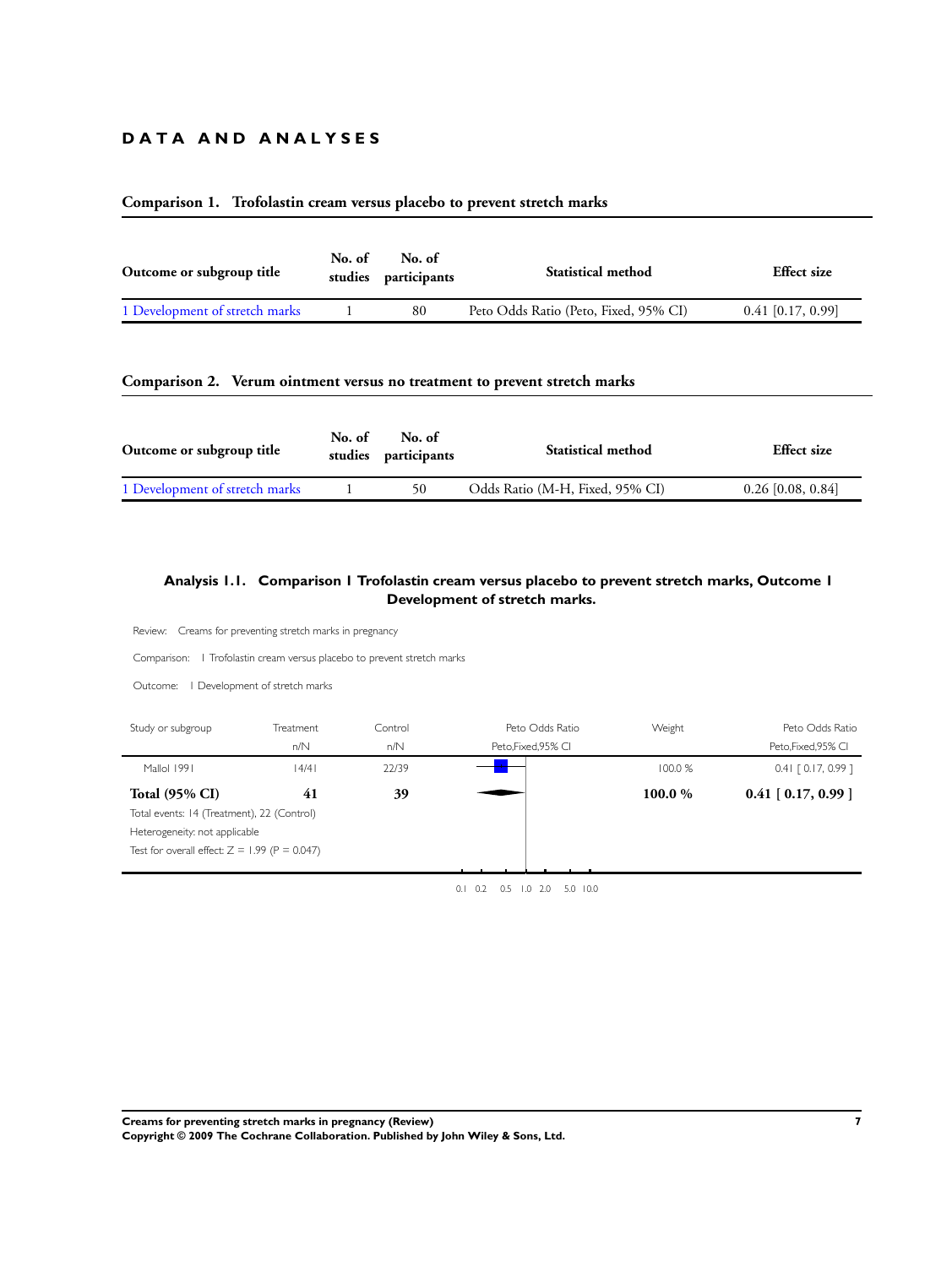# DATA AND ANALYSES

### Comparison 1. Trofolastin cream versus placebo to prevent stretch marks

| Outcome or subgroup title | No. of studies | No. of participants | Statistical method | Effect size |
|---|---|---|---|---|
| 1 Development of stretch marks | 1 | 80 | Peto Odds Ratio (Peto, Fixed, 95% CI) | 0.41 [0.17, 0.99] |

### Comparison 2. Verum ointment versus no treatment to prevent stretch marks

| Outcome or subgroup title | No. of studies | No. of participants | Statistical method | Effect size |
|---|---|---|---|---|
| 1 Development of stretch marks | 1 | 50 | Odds Ratio (M-H, Fixed, 95% CI) | 0.26 [0.08, 0.84] |

### Analysis 1.1. Comparison 1 Trofolastin cream versus placebo to prevent stretch marks, Outcome 1 Development of stretch marks.

Review: Creams for preventing stretch marks in pregnancy

Comparison: 1 Trofolastin cream versus placebo to prevent stretch marks

Outcome: 1 Development of stretch marks

| Study or subgroup | Treatment n/N | Control n/N | Peto Odds Ratio Peto,Fixed,95% CI | Weight | Peto Odds Ratio Peto,Fixed,95% CI |
|---|---|---|---|---|---|
| Mallol 1991 | 14/41 | 22/39 | | 100.0 % | 0.41 [ 0.17, 0.99 ] |
| **Total (95% CI)** | **41** | **39** | | **100.0 %** | **0.41 [ 0.17, 0.99 ]** |

Total events: 14 (Treatment), 22 (Control)

Heterogeneity: not applicable

Test for overall effect: Z = 1.99 (P = 0.047)

0.1 0.2 0.5 1.0 2.0 5.0 10.0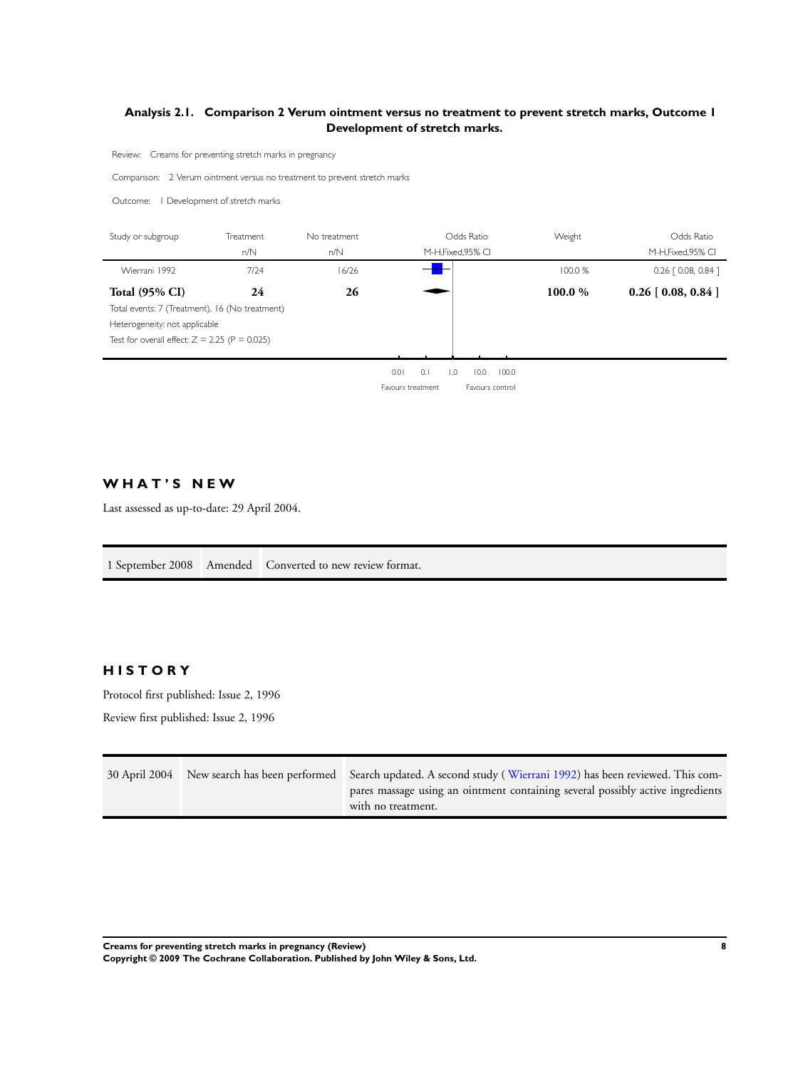### Analysis 2.1. Comparison 2 Verum ointment versus no treatment to prevent stretch marks, Outcome 1 Development of stretch marks.

Review: Creams for preventing stretch marks in pregnancy

Comparison: 2 Verum ointment versus no treatment to prevent stretch marks

Outcome: 1 Development of stretch marks

| Study or subgroup | Treatment n/N | No treatment n/N | Odds Ratio M-H,Fixed,95% CI | Weight | Odds Ratio M-H,Fixed,95% CI |
|---|---|---|---|---|---|
| Wierrani 1992 | 7/24 | 16/26 | | 100.0 % | 0.26 [ 0.08, 0.84 ] |
| **Total (95% CI)** | **24** | **26** | | **100.0 %** | **0.26 [ 0.08, 0.84 ]** |

Total events: 7 (Treatment), 16 (No treatment)

Heterogeneity: not applicable

Test for overall effect: $Z = 2.25$ ($P = 0.025$)

0.01 0.1 1.0 10.0 100.0

Favours treatment Favours control

## WHAT'S NEW

Last assessed as up-to-date: 29 April 2004.

| | | |
|---|---|---|
| 1 September 2008 | Amended | Converted to new review format. |

## HISTORY

Protocol first published: Issue 2, 1996

Review first published: Issue 2, 1996

| | | |
|---|---|---|
| 30 April 2004 | New search has been performed | Search updated. A second study ( Wierrani 1992) has been reviewed. This compares massage using an ointment containing several possibly active ingredients with no treatment. |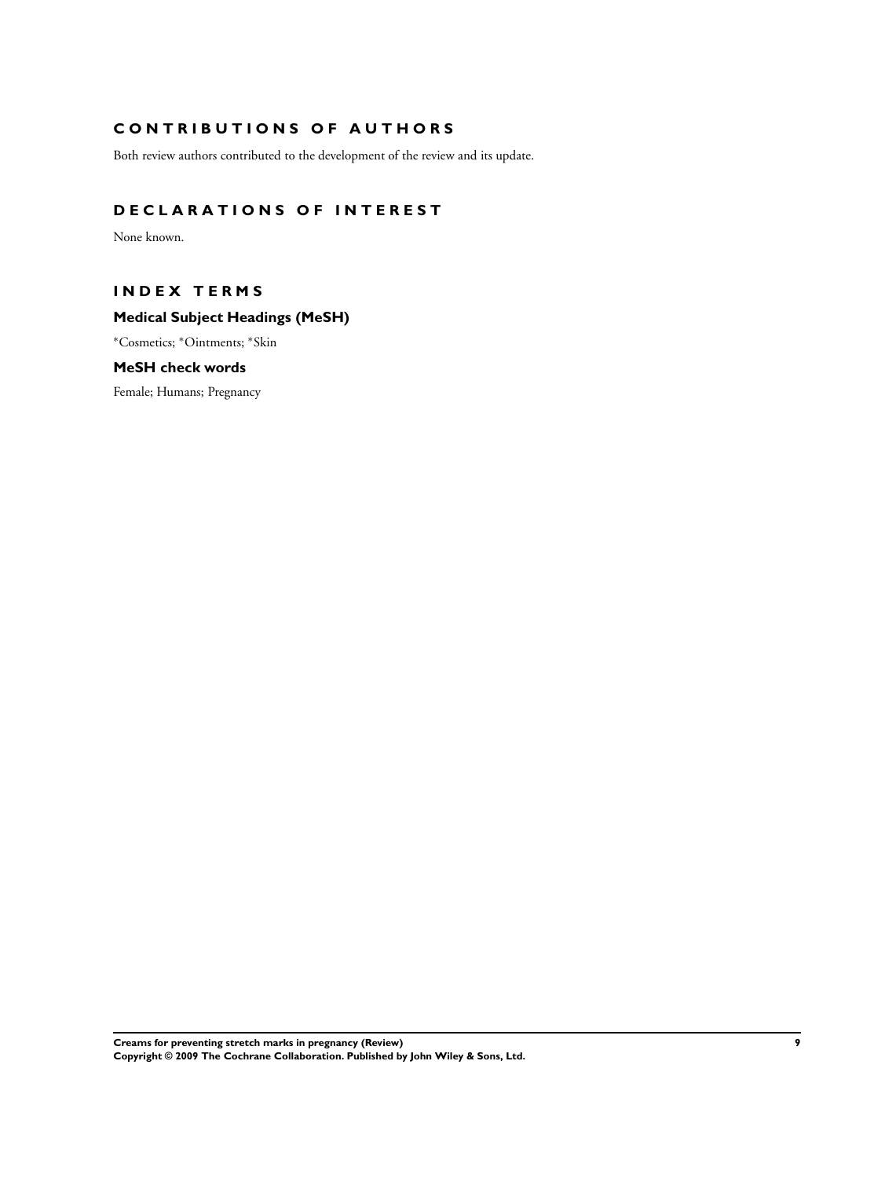# CONTRIBUTIONS OF AUTHORS

Both review authors contributed to the development of the review and its update.

# DECLARATIONS OF INTEREST

None known.

# INDEX TERMS

## Medical Subject Headings (MeSH)

*Cosmetics; *Ointments; *Skin

## MeSH check words

Female; Humans; Pregnancy